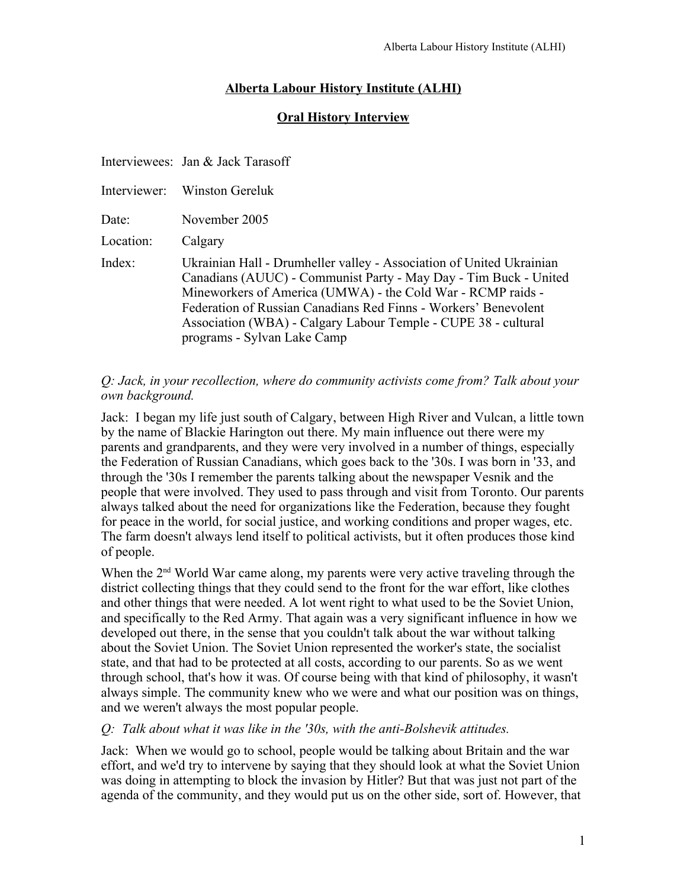# Alberta Labour History Institute (ALHI)

## Oral History Interview

Interviewees: Jan & Jack Tarasoff

Interviewer: Winston Gereluk

Date: November 2005

Location: Calgary

Index: Ukrainian Hall - Drumheller valley - Association of United Ukrainian Canadians (AUUC) - Communist Party - May Day - Tim Buck - United Mineworkers of America (UMWA) - the Cold War - RCMP raids - Federation of Russian Canadians Red Finns - Workers' Benevolent Association (WBA) - Calgary Labour Temple - CUPE 38 - cultural programs - Sylvan Lake Camp

*Q: Jack, in your recollection, where do community activists come from? Talk about your own background.*

Jack: I began my life just south of Calgary, between High River and Vulcan, a little town by the name of Blackie Harington out there. My main influence out there were my parents and grandparents, and they were very involved in a number of things, especially the Federation of Russian Canadians, which goes back to the '30s. I was born in '33, and through the '30s I remember the parents talking about the newspaper Vesnik and the people that were involved. They used to pass through and visit from Toronto. Our parents always talked about the need for organizations like the Federation, because they fought for peace in the world, for social justice, and working conditions and proper wages, etc. The farm doesn't always lend itself to political activists, but it often produces those kind of people.

When the 2nd World War came along, my parents were very active traveling through the district collecting things that they could send to the front for the war effort, like clothes and other things that were needed. A lot went right to what used to be the Soviet Union, and specifically to the Red Army. That again was a very significant influence in how we developed out there, in the sense that you couldn't talk about the war without talking about the Soviet Union. The Soviet Union represented the worker's state, the socialist state, and that had to be protected at all costs, according to our parents. So as we went through school, that's how it was. Of course being with that kind of philosophy, it wasn't always simple. The community knew who we were and what our position was on things, and we weren't always the most popular people.

*Q: Talk about what it was like in the '30s, with the anti-Bolshevik attitudes.*

Jack: When we would go to school, people would be talking about Britain and the war effort, and we'd try to intervene by saying that they should look at what the Soviet Union was doing in attempting to block the invasion by Hitler? But that was just not part of the agenda of the community, and they would put us on the other side, sort of. However, that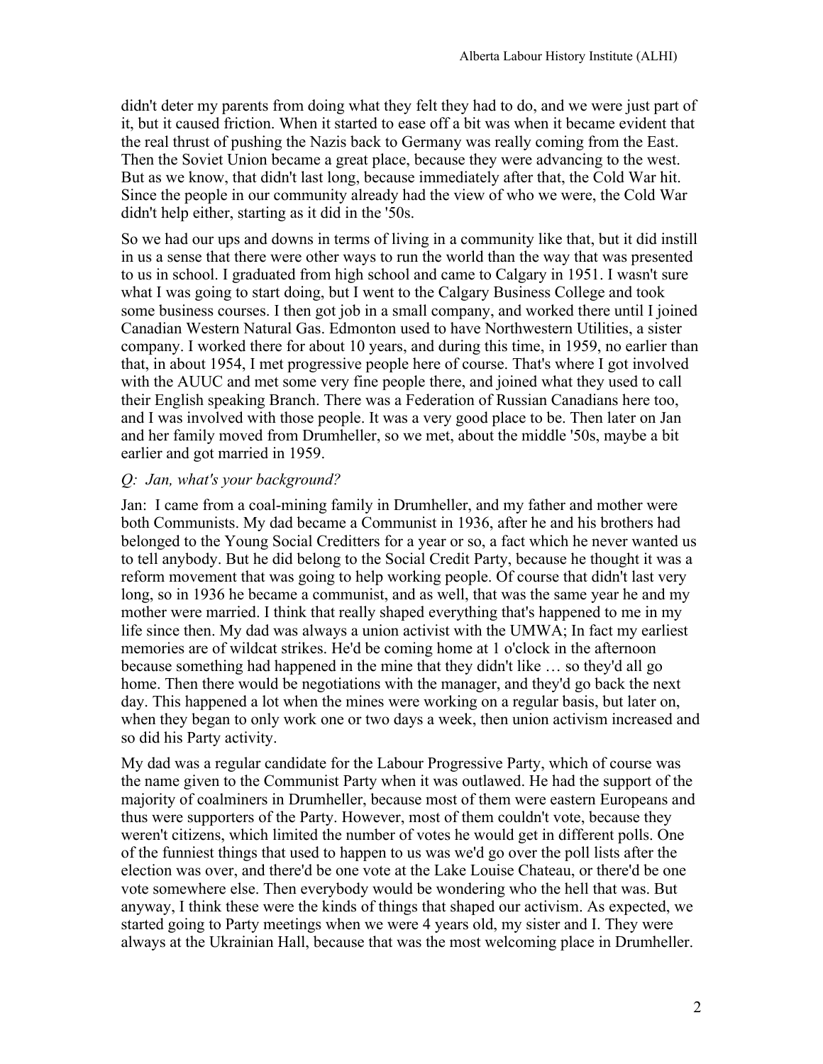didn't deter my parents from doing what they felt they had to do, and we were just part of it, but it caused friction. When it started to ease off a bit was when it became evident that the real thrust of pushing the Nazis back to Germany was really coming from the East. Then the Soviet Union became a great place, because they were advancing to the west. But as we know, that didn't last long, because immediately after that, the Cold War hit. Since the people in our community already had the view of who we were, the Cold War didn't help either, starting as it did in the '50s.

So we had our ups and downs in terms of living in a community like that, but it did instill in us a sense that there were other ways to run the world than the way that was presented to us in school. I graduated from high school and came to Calgary in 1951. I wasn't sure what I was going to start doing, but I went to the Calgary Business College and took some business courses. I then got job in a small company, and worked there until I joined Canadian Western Natural Gas. Edmonton used to have Northwestern Utilities, a sister company. I worked there for about 10 years, and during this time, in 1959, no earlier than that, in about 1954, I met progressive people here of course. That's where I got involved with the AUUC and met some very fine people there, and joined what they used to call their English speaking Branch. There was a Federation of Russian Canadians here too, and I was involved with those people. It was a very good place to be. Then later on Jan and her family moved from Drumheller, so we met, about the middle '50s, maybe a bit earlier and got married in 1959.

*Q: Jan, what's your background?*

Jan: I came from a coal-mining family in Drumheller, and my father and mother were both Communists. My dad became a Communist in 1936, after he and his brothers had belonged to the Young Social Creditters for a year or so, a fact which he never wanted us to tell anybody. But he did belong to the Social Credit Party, because he thought it was a reform movement that was going to help working people. Of course that didn't last very long, so in 1936 he became a communist, and as well, that was the same year he and my mother were married. I think that really shaped everything that's happened to me in my life since then. My dad was always a union activist with the UMWA; In fact my earliest memories are of wildcat strikes. He'd be coming home at 1 o'clock in the afternoon because something had happened in the mine that they didn't like … so they'd all go home. Then there would be negotiations with the manager, and they'd go back the next day. This happened a lot when the mines were working on a regular basis, but later on, when they began to only work one or two days a week, then union activism increased and so did his Party activity.

My dad was a regular candidate for the Labour Progressive Party, which of course was the name given to the Communist Party when it was outlawed. He had the support of the majority of coalminers in Drumheller, because most of them were eastern Europeans and thus were supporters of the Party. However, most of them couldn't vote, because they weren't citizens, which limited the number of votes he would get in different polls. One of the funniest things that used to happen to us was we'd go over the poll lists after the election was over, and there'd be one vote at the Lake Louise Chateau, or there'd be one vote somewhere else. Then everybody would be wondering who the hell that was. But anyway, I think these were the kinds of things that shaped our activism. As expected, we started going to Party meetings when we were 4 years old, my sister and I. They were always at the Ukrainian Hall, because that was the most welcoming place in Drumheller.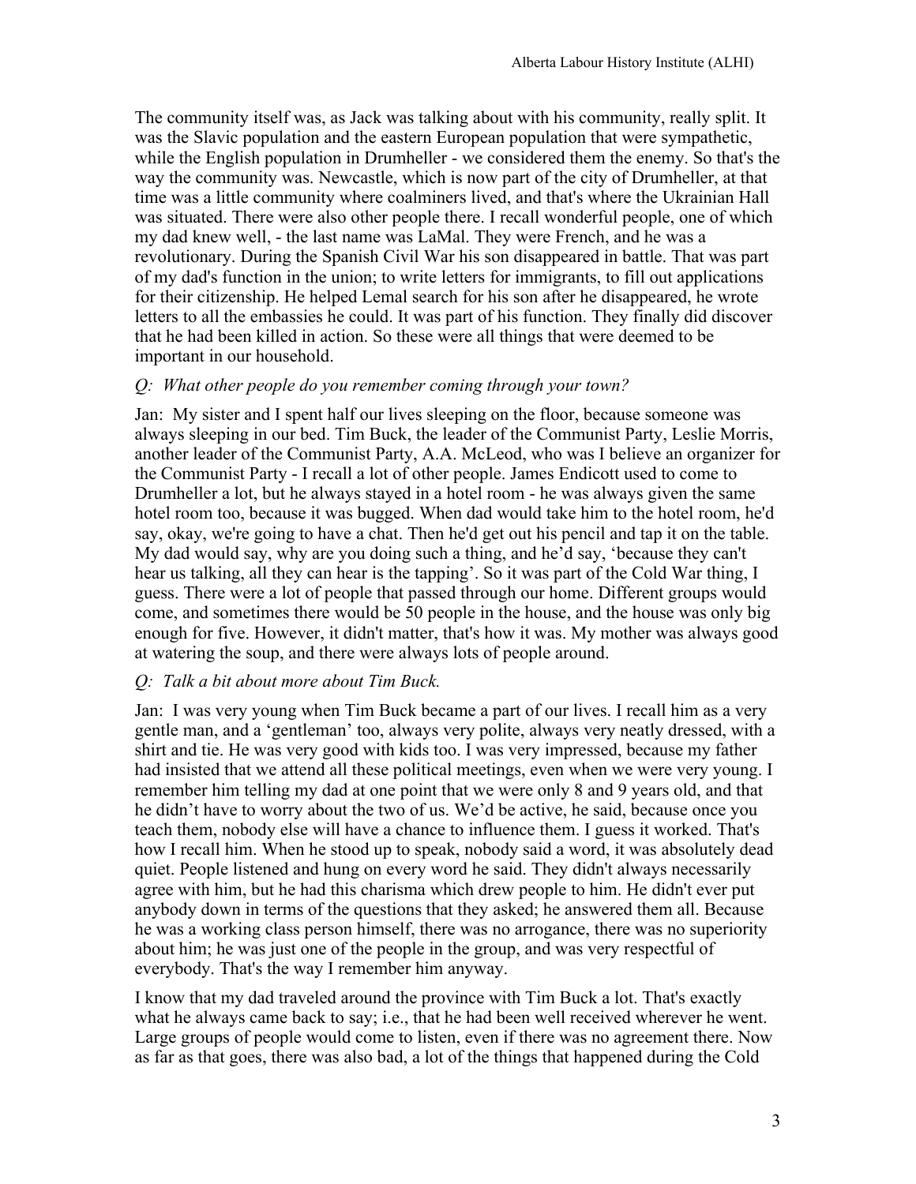The community itself was, as Jack was talking about with his community, really split. It was the Slavic population and the eastern European population that were sympathetic, while the English population in Drumheller - we considered them the enemy. So that's the way the community was. Newcastle, which is now part of the city of Drumheller, at that time was a little community where coalminers lived, and that's where the Ukrainian Hall was situated. There were also other people there. I recall wonderful people, one of which my dad knew well, - the last name was LaMal. They were French, and he was a revolutionary. During the Spanish Civil War his son disappeared in battle. That was part of my dad's function in the union; to write letters for immigrants, to fill out applications for their citizenship. He helped Lemal search for his son after he disappeared, he wrote letters to all the embassies he could. It was part of his function. They finally did discover that he had been killed in action. So these were all things that were deemed to be important in our household.

*Q: What other people do you remember coming through your town?*

Jan: My sister and I spent half our lives sleeping on the floor, because someone was always sleeping in our bed. Tim Buck, the leader of the Communist Party, Leslie Morris, another leader of the Communist Party, A.A. McLeod, who was I believe an organizer for the Communist Party - I recall a lot of other people. James Endicott used to come to Drumheller a lot, but he always stayed in a hotel room - he was always given the same hotel room too, because it was bugged. When dad would take him to the hotel room, he'd say, okay, we're going to have a chat. Then he'd get out his pencil and tap it on the table. My dad would say, why are you doing such a thing, and he'd say, 'because they can't hear us talking, all they can hear is the tapping'. So it was part of the Cold War thing, I guess. There were a lot of people that passed through our home. Different groups would come, and sometimes there would be 50 people in the house, and the house was only big enough for five. However, it didn't matter, that's how it was. My mother was always good at watering the soup, and there were always lots of people around.

*Q: Talk a bit about more about Tim Buck.*

Jan: I was very young when Tim Buck became a part of our lives. I recall him as a very gentle man, and a 'gentleman' too, always very polite, always very neatly dressed, with a shirt and tie. He was very good with kids too. I was very impressed, because my father had insisted that we attend all these political meetings, even when we were very young. I remember him telling my dad at one point that we were only 8 and 9 years old, and that he didn't have to worry about the two of us. We'd be active, he said, because once you teach them, nobody else will have a chance to influence them. I guess it worked. That's how I recall him. When he stood up to speak, nobody said a word, it was absolutely dead quiet. People listened and hung on every word he said. They didn't always necessarily agree with him, but he had this charisma which drew people to him. He didn't ever put anybody down in terms of the questions that they asked; he answered them all. Because he was a working class person himself, there was no arrogance, there was no superiority about him; he was just one of the people in the group, and was very respectful of everybody. That's the way I remember him anyway.

I know that my dad traveled around the province with Tim Buck a lot. That's exactly what he always came back to say; i.e., that he had been well received wherever he went. Large groups of people would come to listen, even if there was no agreement there. Now as far as that goes, there was also bad, a lot of the things that happened during the Cold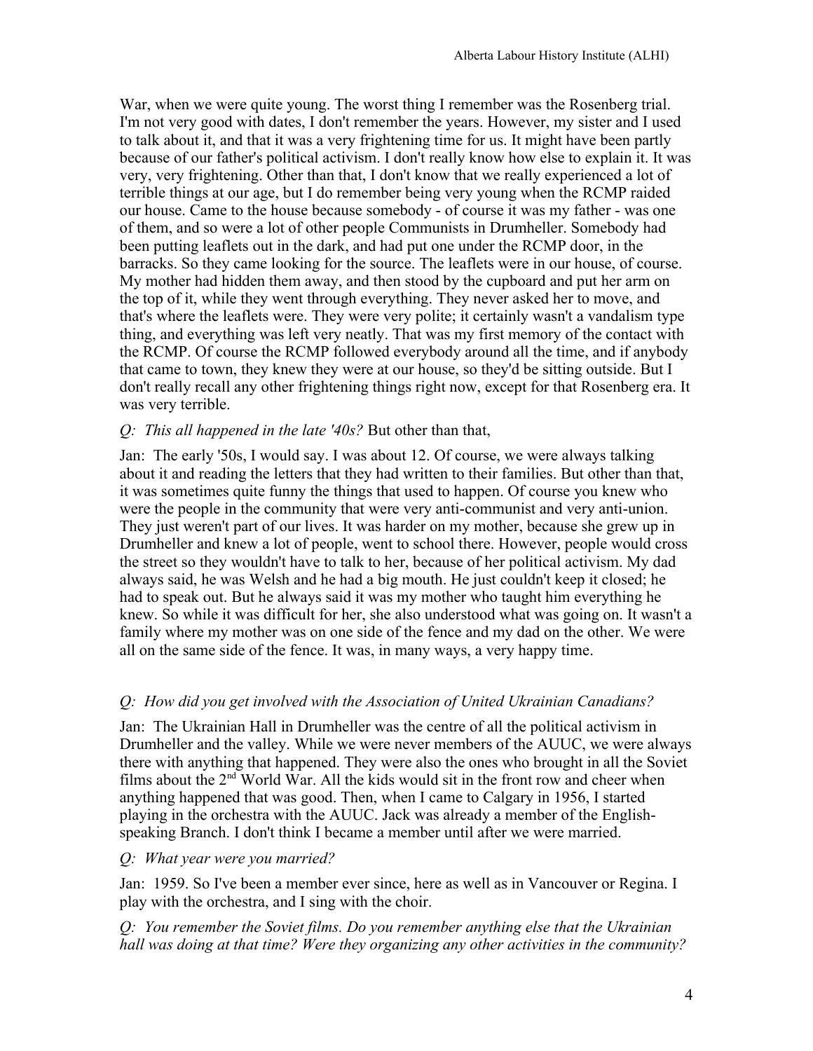War, when we were quite young. The worst thing I remember was the Rosenberg trial. I'm not very good with dates, I don't remember the years. However, my sister and I used to talk about it, and that it was a very frightening time for us. It might have been partly because of our father's political activism. I don't really know how else to explain it. It was very, very frightening. Other than that, I don't know that we really experienced a lot of terrible things at our age, but I do remember being very young when the RCMP raided our house. Came to the house because somebody - of course it was my father - was one of them, and so were a lot of other people Communists in Drumheller. Somebody had been putting leaflets out in the dark, and had put one under the RCMP door, in the barracks. So they came looking for the source. The leaflets were in our house, of course. My mother had hidden them away, and then stood by the cupboard and put her arm on the top of it, while they went through everything. They never asked her to move, and that's where the leaflets were. They were very polite; it certainly wasn't a vandalism type thing, and everything was left very neatly. That was my first memory of the contact with the RCMP. Of course the RCMP followed everybody around all the time, and if anybody that came to town, they knew they were at our house, so they'd be sitting outside. But I don't really recall any other frightening things right now, except for that Rosenberg era. It was very terrible.

*Q: This all happened in the late '40s?* But other than that,

Jan: The early '50s, I would say. I was about 12. Of course, we were always talking about it and reading the letters that they had written to their families. But other than that, it was sometimes quite funny the things that used to happen. Of course you knew who were the people in the community that were very anti-communist and very anti-union. They just weren't part of our lives. It was harder on my mother, because she grew up in Drumheller and knew a lot of people, went to school there. However, people would cross the street so they wouldn't have to talk to her, because of her political activism. My dad always said, he was Welsh and he had a big mouth. He just couldn't keep it closed; he had to speak out. But he always said it was my mother who taught him everything he knew. So while it was difficult for her, she also understood what was going on. It wasn't a family where my mother was on one side of the fence and my dad on the other. We were all on the same side of the fence. It was, in many ways, a very happy time.

*Q: How did you get involved with the Association of United Ukrainian Canadians?*

Jan: The Ukrainian Hall in Drumheller was the centre of all the political activism in Drumheller and the valley. While we were never members of the AUUC, we were always there with anything that happened. They were also the ones who brought in all the Soviet films about the 2nd World War. All the kids would sit in the front row and cheer when anything happened that was good. Then, when I came to Calgary in 1956, I started playing in the orchestra with the AUUC. Jack was already a member of the English-speaking Branch. I don't think I became a member until after we were married.

*Q: What year were you married?*

Jan: 1959. So I've been a member ever since, here as well as in Vancouver or Regina. I play with the orchestra, and I sing with the choir.

*Q: You remember the Soviet films. Do you remember anything else that the Ukrainian hall was doing at that time? Were they organizing any other activities in the community?*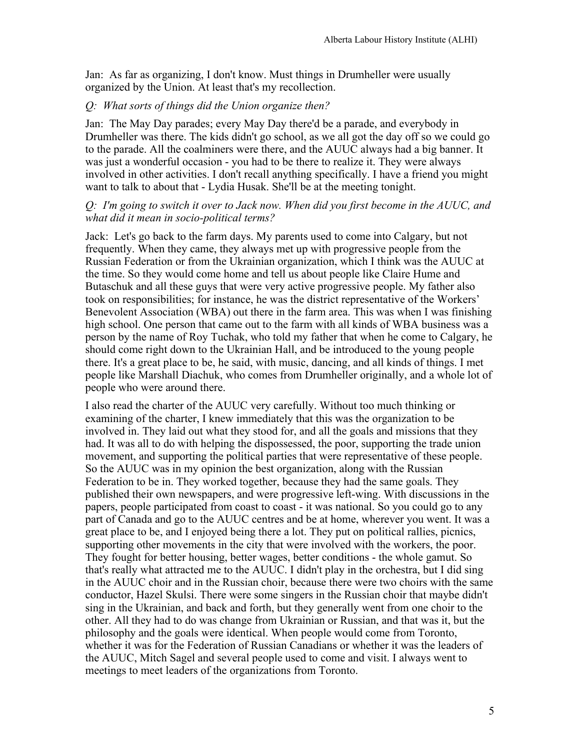Jan: As far as organizing, I don't know. Must things in Drumheller were usually organized by the Union. At least that's my recollection.

*Q: What sorts of things did the Union organize then?*

Jan: The May Day parades; every May Day there'd be a parade, and everybody in Drumheller was there. The kids didn't go school, as we all got the day off so we could go to the parade. All the coalminers were there, and the AUUC always had a big banner. It was just a wonderful occasion - you had to be there to realize it. They were always involved in other activities. I don't recall anything specifically. I have a friend you might want to talk to about that - Lydia Husak. She'll be at the meeting tonight.

*Q: I'm going to switch it over to Jack now. When did you first become in the AUUC, and what did it mean in socio-political terms?*

Jack: Let's go back to the farm days. My parents used to come into Calgary, but not frequently. When they came, they always met up with progressive people from the Russian Federation or from the Ukrainian organization, which I think was the AUUC at the time. So they would come home and tell us about people like Claire Hume and Butaschuk and all these guys that were very active progressive people. My father also took on responsibilities; for instance, he was the district representative of the Workers' Benevolent Association (WBA) out there in the farm area. This was when I was finishing high school. One person that came out to the farm with all kinds of WBA business was a person by the name of Roy Tuchak, who told my father that when he come to Calgary, he should come right down to the Ukrainian Hall, and be introduced to the young people there. It's a great place to be, he said, with music, dancing, and all kinds of things. I met people like Marshall Diachuk, who comes from Drumheller originally, and a whole lot of people who were around there.

I also read the charter of the AUUC very carefully. Without too much thinking or examining of the charter, I knew immediately that this was the organization to be involved in. They laid out what they stood for, and all the goals and missions that they had. It was all to do with helping the dispossessed, the poor, supporting the trade union movement, and supporting the political parties that were representative of these people. So the AUUC was in my opinion the best organization, along with the Russian Federation to be in. They worked together, because they had the same goals. They published their own newspapers, and were progressive left-wing. With discussions in the papers, people participated from coast to coast - it was national. So you could go to any part of Canada and go to the AUUC centres and be at home, wherever you went. It was a great place to be, and I enjoyed being there a lot. They put on political rallies, picnics, supporting other movements in the city that were involved with the workers, the poor. They fought for better housing, better wages, better conditions - the whole gamut. So that's really what attracted me to the AUUC. I didn't play in the orchestra, but I did sing in the AUUC choir and in the Russian choir, because there were two choirs with the same conductor, Hazel Skulsi. There were some singers in the Russian choir that maybe didn't sing in the Ukrainian, and back and forth, but they generally went from one choir to the other. All they had to do was change from Ukrainian or Russian, and that was it, but the philosophy and the goals were identical. When people would come from Toronto, whether it was for the Federation of Russian Canadians or whether it was the leaders of the AUUC, Mitch Sagel and several people used to come and visit. I always went to meetings to meet leaders of the organizations from Toronto.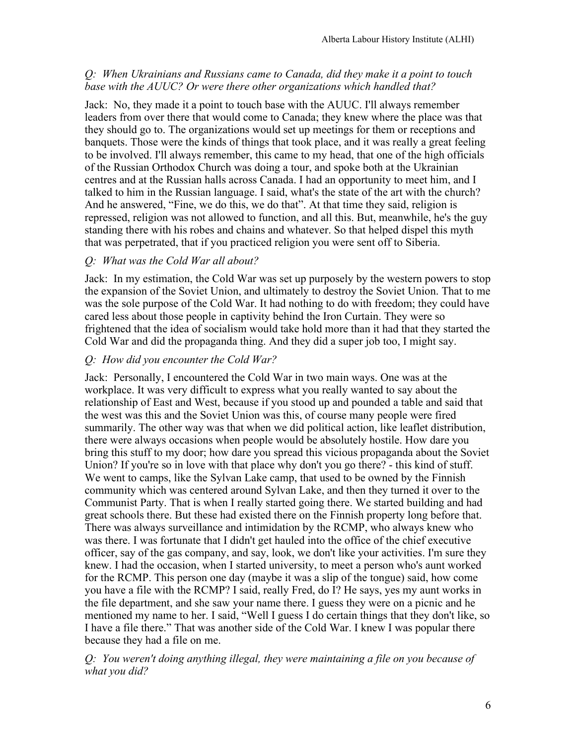*Q: When Ukrainians and Russians came to Canada, did they make it a point to touch base with the AUUC? Or were there other organizations which handled that?*

Jack: No, they made it a point to touch base with the AUUC. I'll always remember leaders from over there that would come to Canada; they knew where the place was that they should go to. The organizations would set up meetings for them or receptions and banquets. Those were the kinds of things that took place, and it was really a great feeling to be involved. I'll always remember, this came to my head, that one of the high officials of the Russian Orthodox Church was doing a tour, and spoke both at the Ukrainian centres and at the Russian halls across Canada. I had an opportunity to meet him, and I talked to him in the Russian language. I said, what's the state of the art with the church? And he answered, "Fine, we do this, we do that". At that time they said, religion is repressed, religion was not allowed to function, and all this. But, meanwhile, he's the guy standing there with his robes and chains and whatever. So that helped dispel this myth that was perpetrated, that if you practiced religion you were sent off to Siberia.

*Q: What was the Cold War all about?*

Jack: In my estimation, the Cold War was set up purposely by the western powers to stop the expansion of the Soviet Union, and ultimately to destroy the Soviet Union. That to me was the sole purpose of the Cold War. It had nothing to do with freedom; they could have cared less about those people in captivity behind the Iron Curtain. They were so frightened that the idea of socialism would take hold more than it had that they started the Cold War and did the propaganda thing. And they did a super job too, I might say.

*Q: How did you encounter the Cold War?*

Jack: Personally, I encountered the Cold War in two main ways. One was at the workplace. It was very difficult to express what you really wanted to say about the relationship of East and West, because if you stood up and pounded a table and said that the west was this and the Soviet Union was this, of course many people were fired summarily. The other way was that when we did political action, like leaflet distribution, there were always occasions when people would be absolutely hostile. How dare you bring this stuff to my door; how dare you spread this vicious propaganda about the Soviet Union? If you're so in love with that place why don't you go there? - this kind of stuff. We went to camps, like the Sylvan Lake camp, that used to be owned by the Finnish community which was centered around Sylvan Lake, and then they turned it over to the Communist Party. That is when I really started going there. We started building and had great schools there. But these had existed there on the Finnish property long before that. There was always surveillance and intimidation by the RCMP, who always knew who was there. I was fortunate that I didn't get hauled into the office of the chief executive officer, say of the gas company, and say, look, we don't like your activities. I'm sure they knew. I had the occasion, when I started university, to meet a person who's aunt worked for the RCMP. This person one day (maybe it was a slip of the tongue) said, how come you have a file with the RCMP? I said, really Fred, do I? He says, yes my aunt works in the file department, and she saw your name there. I guess they were on a picnic and he mentioned my name to her. I said, "Well I guess I do certain things that they don't like, so I have a file there." That was another side of the Cold War. I knew I was popular there because they had a file on me.

*Q: You weren't doing anything illegal, they were maintaining a file on you because of what you did?*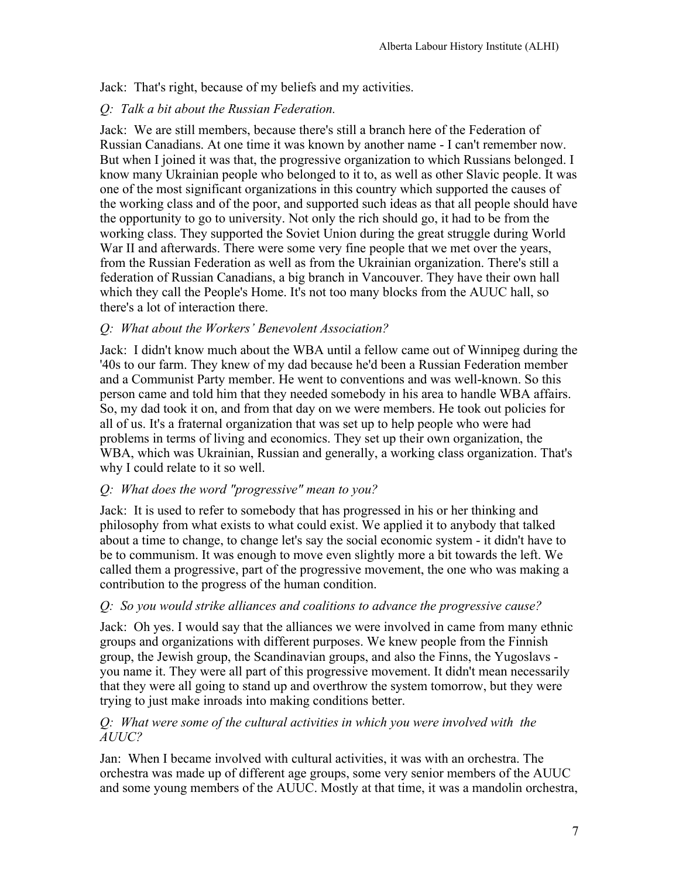Jack: That's right, because of my beliefs and my activities.

*Q: Talk a bit about the Russian Federation.*

Jack: We are still members, because there's still a branch here of the Federation of Russian Canadians. At one time it was known by another name - I can't remember now. But when I joined it was that, the progressive organization to which Russians belonged. I know many Ukrainian people who belonged to it to, as well as other Slavic people. It was one of the most significant organizations in this country which supported the causes of the working class and of the poor, and supported such ideas as that all people should have the opportunity to go to university. Not only the rich should go, it had to be from the working class. They supported the Soviet Union during the great struggle during World War II and afterwards. There were some very fine people that we met over the years, from the Russian Federation as well as from the Ukrainian organization. There's still a federation of Russian Canadians, a big branch in Vancouver. They have their own hall which they call the People's Home. It's not too many blocks from the AUUC hall, so there's a lot of interaction there.

*Q: What about the Workers' Benevolent Association?*

Jack: I didn't know much about the WBA until a fellow came out of Winnipeg during the '40s to our farm. They knew of my dad because he'd been a Russian Federation member and a Communist Party member. He went to conventions and was well-known. So this person came and told him that they needed somebody in his area to handle WBA affairs. So, my dad took it on, and from that day on we were members. He took out policies for all of us. It's a fraternal organization that was set up to help people who were had problems in terms of living and economics. They set up their own organization, the WBA, which was Ukrainian, Russian and generally, a working class organization. That's why I could relate to it so well.

*Q: What does the word "progressive" mean to you?*

Jack: It is used to refer to somebody that has progressed in his or her thinking and philosophy from what exists to what could exist. We applied it to anybody that talked about a time to change, to change let's say the social economic system - it didn't have to be to communism. It was enough to move even slightly more a bit towards the left. We called them a progressive, part of the progressive movement, the one who was making a contribution to the progress of the human condition.

*Q: So you would strike alliances and coalitions to advance the progressive cause?*

Jack: Oh yes. I would say that the alliances we were involved in came from many ethnic groups and organizations with different purposes. We knew people from the Finnish group, the Jewish group, the Scandinavian groups, and also the Finns, the Yugoslavs - you name it. They were all part of this progressive movement. It didn't mean necessarily that they were all going to stand up and overthrow the system tomorrow, but they were trying to just make inroads into making conditions better.

*Q: What were some of the cultural activities in which you were involved with the AUUC?*

Jan: When I became involved with cultural activities, it was with an orchestra. The orchestra was made up of different age groups, some very senior members of the AUUC and some young members of the AUUC. Mostly at that time, it was a mandolin orchestra,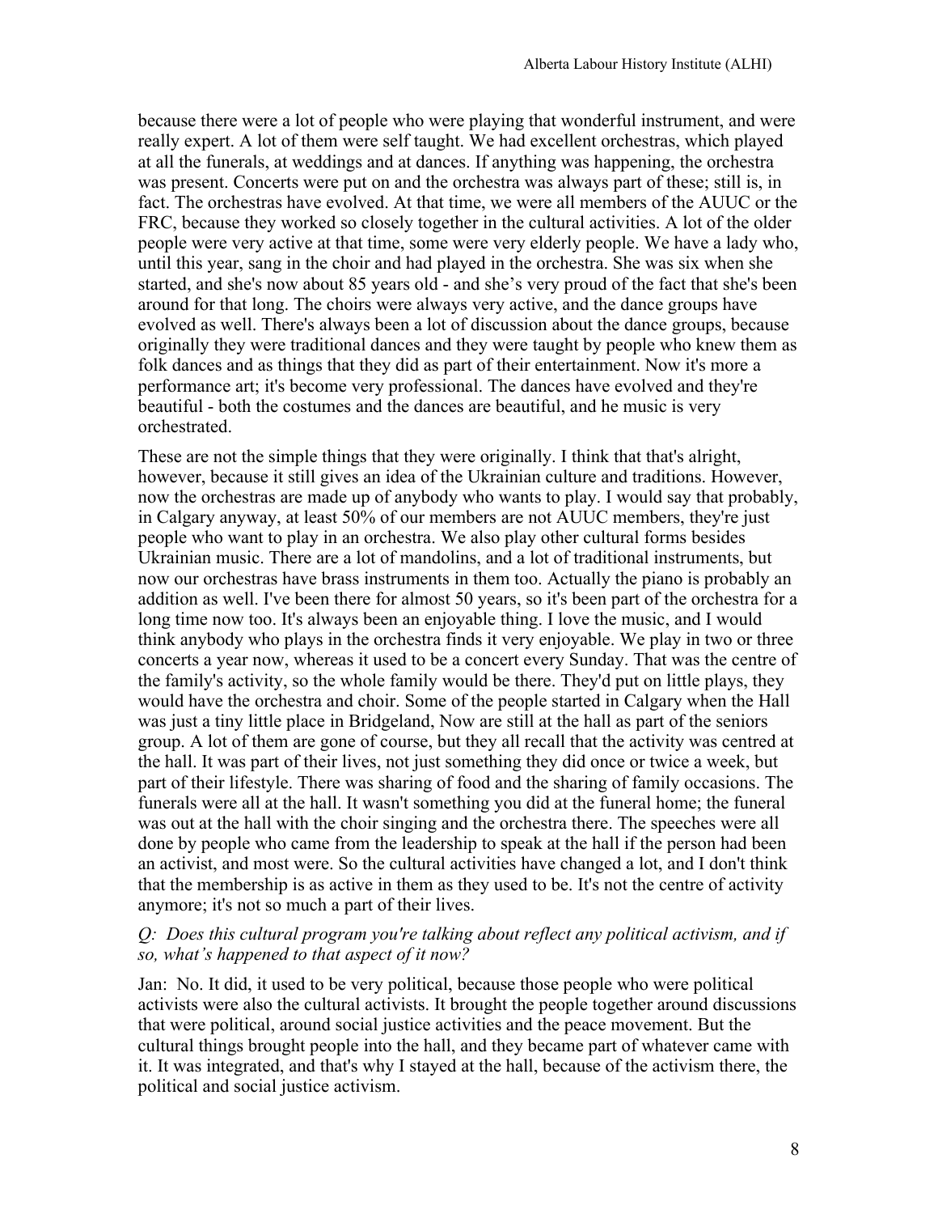because there were a lot of people who were playing that wonderful instrument, and were really expert. A lot of them were self taught. We had excellent orchestras, which played at all the funerals, at weddings and at dances. If anything was happening, the orchestra was present. Concerts were put on and the orchestra was always part of these; still is, in fact. The orchestras have evolved. At that time, we were all members of the AUUC or the FRC, because they worked so closely together in the cultural activities. A lot of the older people were very active at that time, some were very elderly people. We have a lady who, until this year, sang in the choir and had played in the orchestra. She was six when she started, and she's now about 85 years old - and she's very proud of the fact that she's been around for that long. The choirs were always very active, and the dance groups have evolved as well. There's always been a lot of discussion about the dance groups, because originally they were traditional dances and they were taught by people who knew them as folk dances and as things that they did as part of their entertainment. Now it's more a performance art; it's become very professional. The dances have evolved and they're beautiful - both the costumes and the dances are beautiful, and he music is very orchestrated.

These are not the simple things that they were originally. I think that that's alright, however, because it still gives an idea of the Ukrainian culture and traditions. However, now the orchestras are made up of anybody who wants to play. I would say that probably, in Calgary anyway, at least 50% of our members are not AUUC members, they're just people who want to play in an orchestra. We also play other cultural forms besides Ukrainian music. There are a lot of mandolins, and a lot of traditional instruments, but now our orchestras have brass instruments in them too. Actually the piano is probably an addition as well. I've been there for almost 50 years, so it's been part of the orchestra for a long time now too. It's always been an enjoyable thing. I love the music, and I would think anybody who plays in the orchestra finds it very enjoyable. We play in two or three concerts a year now, whereas it used to be a concert every Sunday. That was the centre of the family's activity, so the whole family would be there. They'd put on little plays, they would have the orchestra and choir. Some of the people started in Calgary when the Hall was just a tiny little place in Bridgeland, Now are still at the hall as part of the seniors group. A lot of them are gone of course, but they all recall that the activity was centred at the hall. It was part of their lives, not just something they did once or twice a week, but part of their lifestyle. There was sharing of food and the sharing of family occasions. The funerals were all at the hall. It wasn't something you did at the funeral home; the funeral was out at the hall with the choir singing and the orchestra there. The speeches were all done by people who came from the leadership to speak at the hall if the person had been an activist, and most were. So the cultural activities have changed a lot, and I don't think that the membership is as active in them as they used to be. It's not the centre of activity anymore; it's not so much a part of their lives.

*Q: Does this cultural program you're talking about reflect any political activism, and if so, what's happened to that aspect of it now?*

Jan: No. It did, it used to be very political, because those people who were political activists were also the cultural activists. It brought the people together around discussions that were political, around social justice activities and the peace movement. But the cultural things brought people into the hall, and they became part of whatever came with it. It was integrated, and that's why I stayed at the hall, because of the activism there, the political and social justice activism.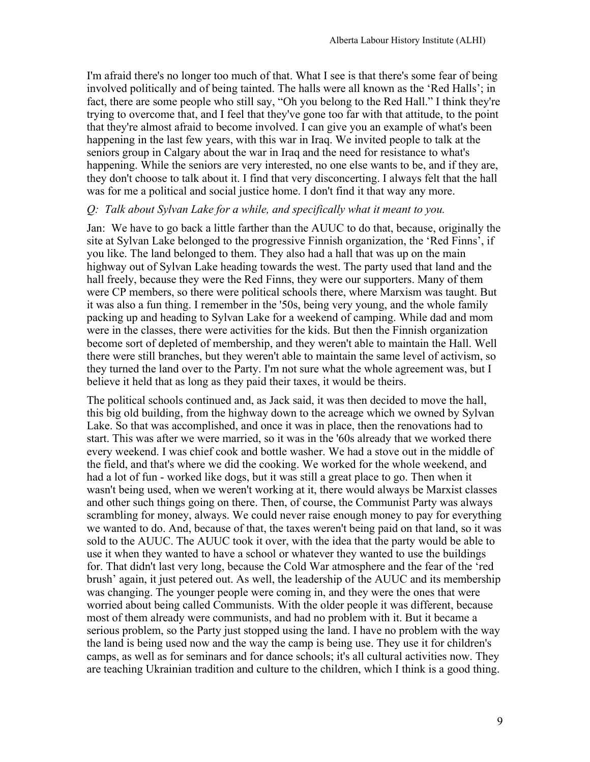I'm afraid there's no longer too much of that. What I see is that there's some fear of being involved politically and of being tainted. The halls were all known as the 'Red Halls'; in fact, there are some people who still say, "Oh you belong to the Red Hall." I think they're trying to overcome that, and I feel that they've gone too far with that attitude, to the point that they're almost afraid to become involved. I can give you an example of what's been happening in the last few years, with this war in Iraq. We invited people to talk at the seniors group in Calgary about the war in Iraq and the need for resistance to what's happening. While the seniors are very interested, no one else wants to be, and if they are, they don't choose to talk about it. I find that very disconcerting. I always felt that the hall was for me a political and social justice home. I don't find it that way any more.

*Q: Talk about Sylvan Lake for a while, and specifically what it meant to you.*

Jan: We have to go back a little farther than the AUUC to do that, because, originally the site at Sylvan Lake belonged to the progressive Finnish organization, the 'Red Finns', if you like. The land belonged to them. They also had a hall that was up on the main highway out of Sylvan Lake heading towards the west. The party used that land and the hall freely, because they were the Red Finns, they were our supporters. Many of them were CP members, so there were political schools there, where Marxism was taught. But it was also a fun thing. I remember in the '50s, being very young, and the whole family packing up and heading to Sylvan Lake for a weekend of camping. While dad and mom were in the classes, there were activities for the kids. But then the Finnish organization become sort of depleted of membership, and they weren't able to maintain the Hall. Well there were still branches, but they weren't able to maintain the same level of activism, so they turned the land over to the Party. I'm not sure what the whole agreement was, but I believe it held that as long as they paid their taxes, it would be theirs.

The political schools continued and, as Jack said, it was then decided to move the hall, this big old building, from the highway down to the acreage which we owned by Sylvan Lake. So that was accomplished, and once it was in place, then the renovations had to start. This was after we were married, so it was in the '60s already that we worked there every weekend. I was chief cook and bottle washer. We had a stove out in the middle of the field, and that's where we did the cooking. We worked for the whole weekend, and had a lot of fun - worked like dogs, but it was still a great place to go. Then when it wasn't being used, when we weren't working at it, there would always be Marxist classes and other such things going on there. Then, of course, the Communist Party was always scrambling for money, always. We could never raise enough money to pay for everything we wanted to do. And, because of that, the taxes weren't being paid on that land, so it was sold to the AUUC. The AUUC took it over, with the idea that the party would be able to use it when they wanted to have a school or whatever they wanted to use the buildings for. That didn't last very long, because the Cold War atmosphere and the fear of the 'red brush' again, it just petered out. As well, the leadership of the AUUC and its membership was changing. The younger people were coming in, and they were the ones that were worried about being called Communists. With the older people it was different, because most of them already were communists, and had no problem with it. But it became a serious problem, so the Party just stopped using the land. I have no problem with the way the land is being used now and the way the camp is being use. They use it for children's camps, as well as for seminars and for dance schools; it's all cultural activities now. They are teaching Ukrainian tradition and culture to the children, which I think is a good thing.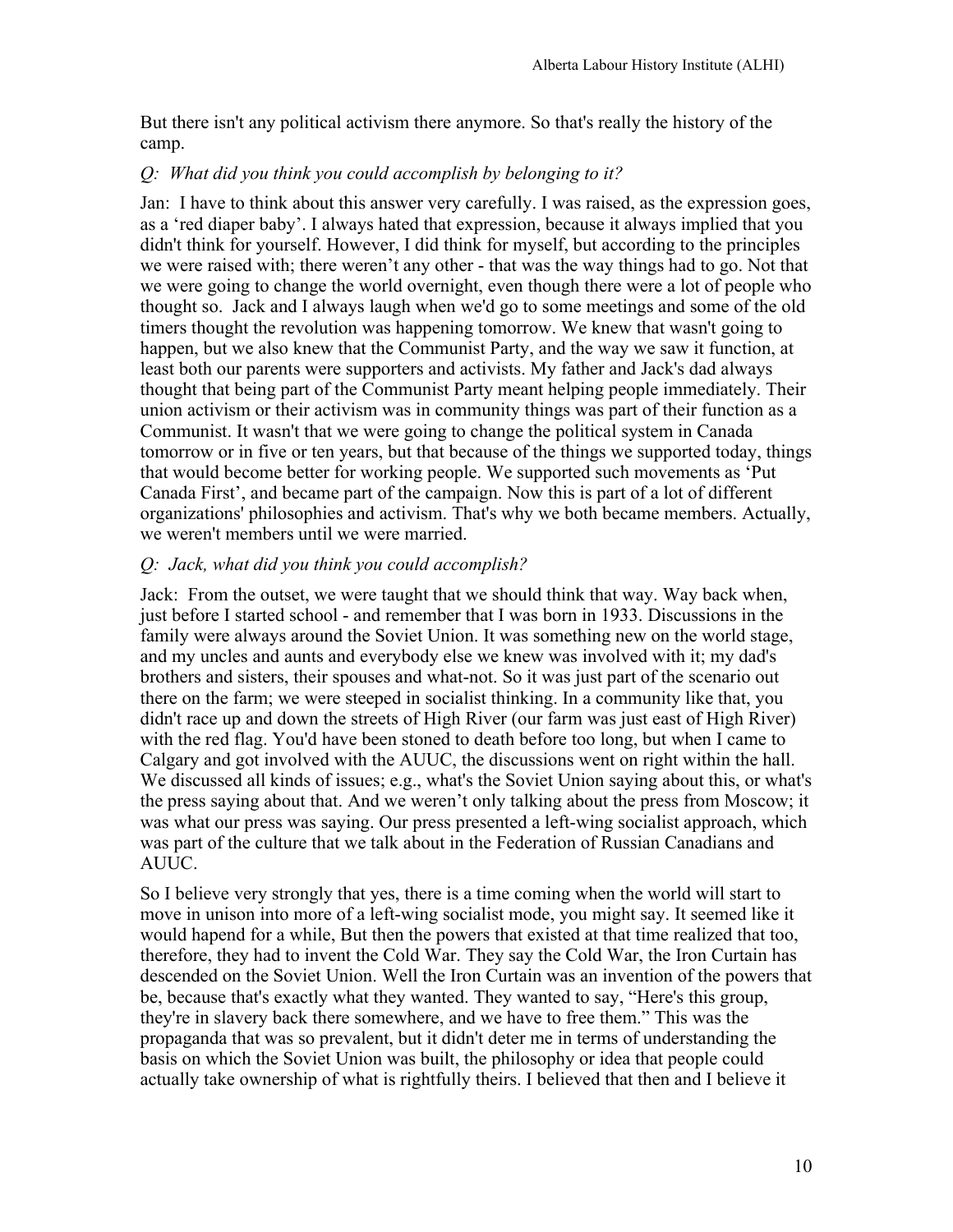But there isn't any political activism there anymore. So that's really the history of the camp.

*Q: What did you think you could accomplish by belonging to it?*

Jan: I have to think about this answer very carefully. I was raised, as the expression goes, as a 'red diaper baby'. I always hated that expression, because it always implied that you didn't think for yourself. However, I did think for myself, but according to the principles we were raised with; there weren't any other - that was the way things had to go. Not that we were going to change the world overnight, even though there were a lot of people who thought so. Jack and I always laugh when we'd go to some meetings and some of the old timers thought the revolution was happening tomorrow. We knew that wasn't going to happen, but we also knew that the Communist Party, and the way we saw it function, at least both our parents were supporters and activists. My father and Jack's dad always thought that being part of the Communist Party meant helping people immediately. Their union activism or their activism was in community things was part of their function as a Communist. It wasn't that we were going to change the political system in Canada tomorrow or in five or ten years, but that because of the things we supported today, things that would become better for working people. We supported such movements as 'Put Canada First', and became part of the campaign. Now this is part of a lot of different organizations' philosophies and activism. That's why we both became members. Actually, we weren't members until we were married.

*Q: Jack, what did you think you could accomplish?*

Jack: From the outset, we were taught that we should think that way. Way back when, just before I started school - and remember that I was born in 1933. Discussions in the family were always around the Soviet Union. It was something new on the world stage, and my uncles and aunts and everybody else we knew was involved with it; my dad's brothers and sisters, their spouses and what-not. So it was just part of the scenario out there on the farm; we were steeped in socialist thinking. In a community like that, you didn't race up and down the streets of High River (our farm was just east of High River) with the red flag. You'd have been stoned to death before too long, but when I came to Calgary and got involved with the AUUC, the discussions went on right within the hall. We discussed all kinds of issues; e.g., what's the Soviet Union saying about this, or what's the press saying about that. And we weren't only talking about the press from Moscow; it was what our press was saying. Our press presented a left-wing socialist approach, which was part of the culture that we talk about in the Federation of Russian Canadians and AUUC.

So I believe very strongly that yes, there is a time coming when the world will start to move in unison into more of a left-wing socialist mode, you might say. It seemed like it would hapend for a while, But then the powers that existed at that time realized that too, therefore, they had to invent the Cold War. They say the Cold War, the Iron Curtain has descended on the Soviet Union. Well the Iron Curtain was an invention of the powers that be, because that's exactly what they wanted. They wanted to say, "Here's this group, they're in slavery back there somewhere, and we have to free them." This was the propaganda that was so prevalent, but it didn't deter me in terms of understanding the basis on which the Soviet Union was built, the philosophy or idea that people could actually take ownership of what is rightfully theirs. I believed that then and I believe it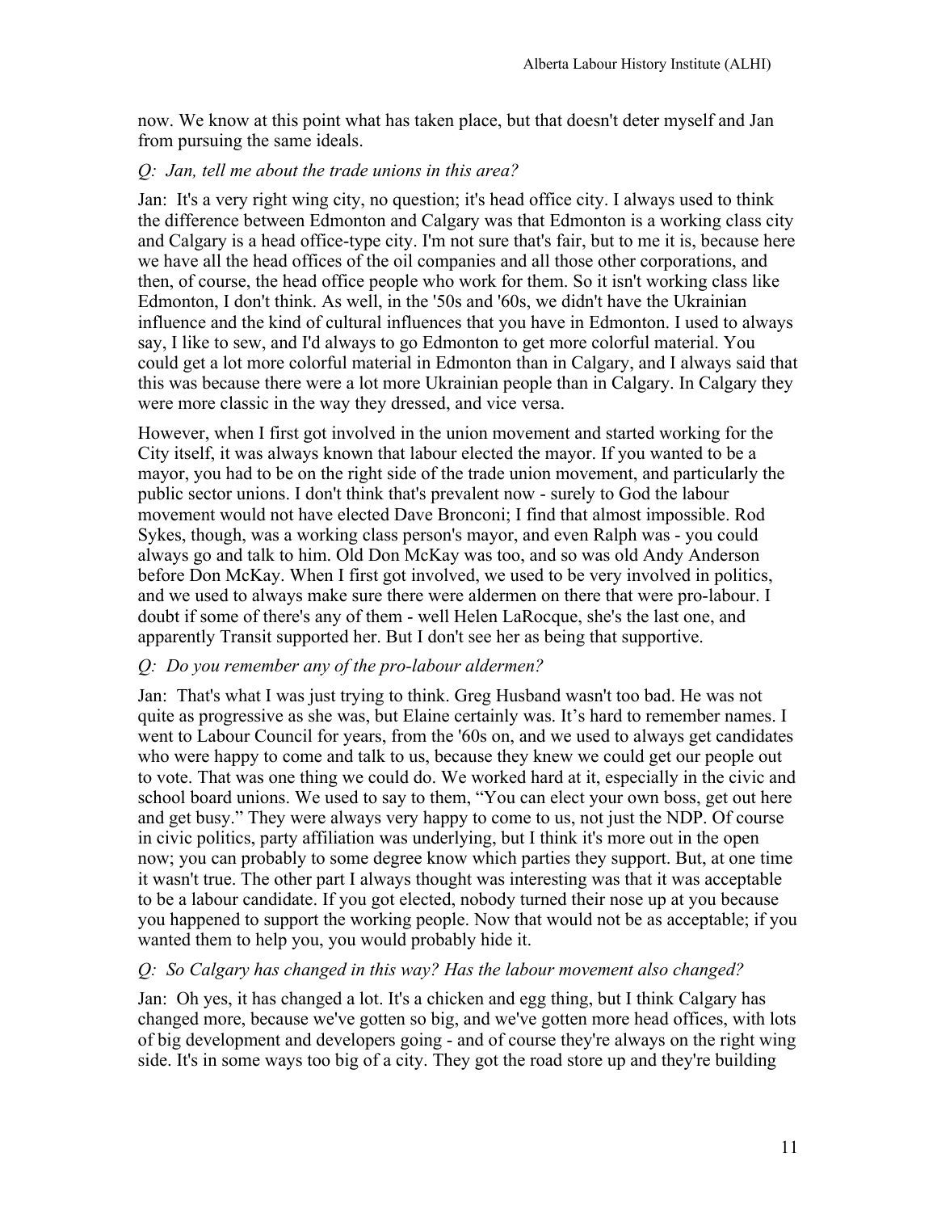now. We know at this point what has taken place, but that doesn't deter myself and Jan from pursuing the same ideals.

*Q: Jan, tell me about the trade unions in this area?*

Jan: It's a very right wing city, no question; it's head office city. I always used to think the difference between Edmonton and Calgary was that Edmonton is a working class city and Calgary is a head office-type city. I'm not sure that's fair, but to me it is, because here we have all the head offices of the oil companies and all those other corporations, and then, of course, the head office people who work for them. So it isn't working class like Edmonton, I don't think. As well, in the '50s and '60s, we didn't have the Ukrainian influence and the kind of cultural influences that you have in Edmonton. I used to always say, I like to sew, and I'd always to go Edmonton to get more colorful material. You could get a lot more colorful material in Edmonton than in Calgary, and I always said that this was because there were a lot more Ukrainian people than in Calgary. In Calgary they were more classic in the way they dressed, and vice versa.

However, when I first got involved in the union movement and started working for the City itself, it was always known that labour elected the mayor. If you wanted to be a mayor, you had to be on the right side of the trade union movement, and particularly the public sector unions. I don't think that's prevalent now - surely to God the labour movement would not have elected Dave Bronconi; I find that almost impossible. Rod Sykes, though, was a working class person's mayor, and even Ralph was - you could always go and talk to him. Old Don McKay was too, and so was old Andy Anderson before Don McKay. When I first got involved, we used to be very involved in politics, and we used to always make sure there were aldermen on there that were pro-labour. I doubt if some of there's any of them - well Helen LaRocque, she's the last one, and apparently Transit supported her. But I don't see her as being that supportive.

*Q: Do you remember any of the pro-labour aldermen?*

Jan: That's what I was just trying to think. Greg Husband wasn't too bad. He was not quite as progressive as she was, but Elaine certainly was. It's hard to remember names. I went to Labour Council for years, from the '60s on, and we used to always get candidates who were happy to come and talk to us, because they knew we could get our people out to vote. That was one thing we could do. We worked hard at it, especially in the civic and school board unions. We used to say to them, "You can elect your own boss, get out here and get busy." They were always very happy to come to us, not just the NDP. Of course in civic politics, party affiliation was underlying, but I think it's more out in the open now; you can probably to some degree know which parties they support. But, at one time it wasn't true. The other part I always thought was interesting was that it was acceptable to be a labour candidate. If you got elected, nobody turned their nose up at you because you happened to support the working people. Now that would not be as acceptable; if you wanted them to help you, you would probably hide it.

*Q: So Calgary has changed in this way? Has the labour movement also changed?*

Jan: Oh yes, it has changed a lot. It's a chicken and egg thing, but I think Calgary has changed more, because we've gotten so big, and we've gotten more head offices, with lots of big development and developers going - and of course they're always on the right wing side. It's in some ways too big of a city. They got the road store up and they're building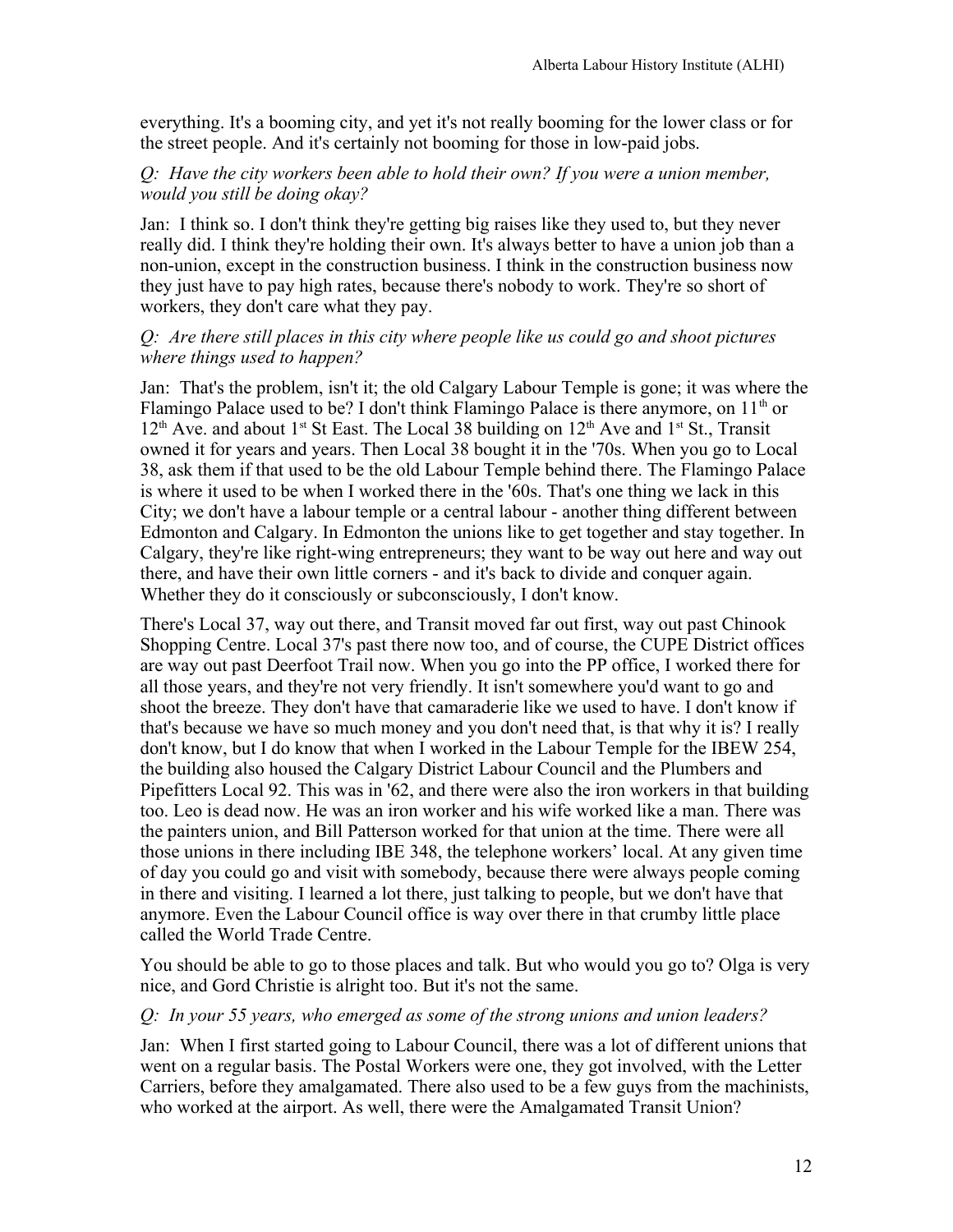everything. It's a booming city, and yet it's not really booming for the lower class or for the street people. And it's certainly not booming for those in low-paid jobs.

*Q: Have the city workers been able to hold their own? If you were a union member, would you still be doing okay?*

Jan: I think so. I don't think they're getting big raises like they used to, but they never really did. I think they're holding their own. It's always better to have a union job than a non-union, except in the construction business. I think in the construction business now they just have to pay high rates, because there's nobody to work. They're so short of workers, they don't care what they pay.

*Q: Are there still places in this city where people like us could go and shoot pictures where things used to happen?*

Jan: That's the problem, isn't it; the old Calgary Labour Temple is gone; it was where the Flamingo Palace used to be? I don't think Flamingo Palace is there anymore, on 11th or 12th Ave. and about 1st St East. The Local 38 building on 12th Ave and 1st St., Transit owned it for years and years. Then Local 38 bought it in the '70s. When you go to Local 38, ask them if that used to be the old Labour Temple behind there. The Flamingo Palace is where it used to be when I worked there in the '60s. That's one thing we lack in this City; we don't have a labour temple or a central labour - another thing different between Edmonton and Calgary. In Edmonton the unions like to get together and stay together. In Calgary, they're like right-wing entrepreneurs; they want to be way out here and way out there, and have their own little corners - and it's back to divide and conquer again. Whether they do it consciously or subconsciously, I don't know.

There's Local 37, way out there, and Transit moved far out first, way out past Chinook Shopping Centre. Local 37's past there now too, and of course, the CUPE District offices are way out past Deerfoot Trail now. When you go into the PP office, I worked there for all those years, and they're not very friendly. It isn't somewhere you'd want to go and shoot the breeze. They don't have that camaraderie like we used to have. I don't know if that's because we have so much money and you don't need that, is that why it is? I really don't know, but I do know that when I worked in the Labour Temple for the IBEW 254, the building also housed the Calgary District Labour Council and the Plumbers and Pipefitters Local 92. This was in '62, and there were also the iron workers in that building too. Leo is dead now. He was an iron worker and his wife worked like a man. There was the painters union, and Bill Patterson worked for that union at the time. There were all those unions in there including IBE 348, the telephone workers' local. At any given time of day you could go and visit with somebody, because there were always people coming in there and visiting. I learned a lot there, just talking to people, but we don't have that anymore. Even the Labour Council office is way over there in that crumby little place called the World Trade Centre.

You should be able to go to those places and talk. But who would you go to? Olga is very nice, and Gord Christie is alright too. But it's not the same.

*Q: In your 55 years, who emerged as some of the strong unions and union leaders?*

Jan: When I first started going to Labour Council, there was a lot of different unions that went on a regular basis. The Postal Workers were one, they got involved, with the Letter Carriers, before they amalgamated. There also used to be a few guys from the machinists, who worked at the airport. As well, there were the Amalgamated Transit Union?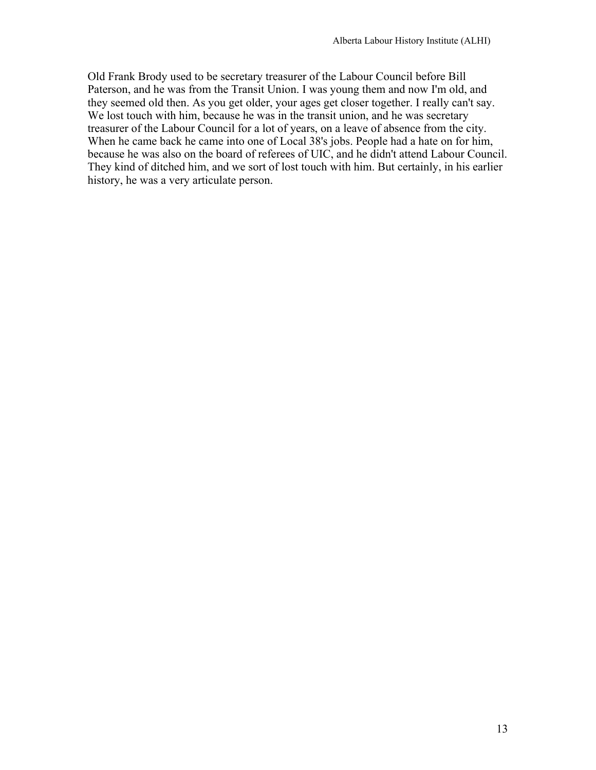Old Frank Brody used to be secretary treasurer of the Labour Council before Bill Paterson, and he was from the Transit Union. I was young them and now I'm old, and they seemed old then. As you get older, your ages get closer together. I really can't say. We lost touch with him, because he was in the transit union, and he was secretary treasurer of the Labour Council for a lot of years, on a leave of absence from the city. When he came back he came into one of Local 38's jobs. People had a hate on for him, because he was also on the board of referees of UIC, and he didn't attend Labour Council. They kind of ditched him, and we sort of lost touch with him. But certainly, in his earlier history, he was a very articulate person.